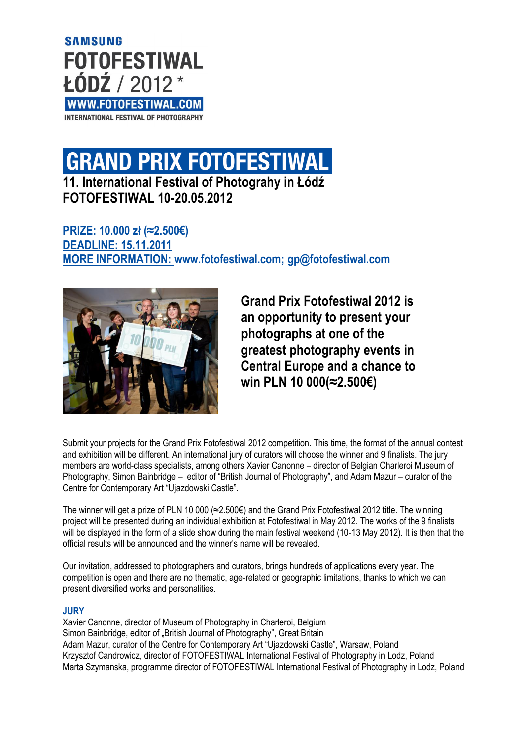SAMSUNG
**FOTOFESTIWAL ŁÓDŹ / 2012 ***
**WWW.FOTOFESTIWAL.COM**
INTERNATIONAL FESTIVAL OF PHOTOGRAPHY

# GRAND PRIX FOTOFESTIWAL

**11. International Festival of Photograhy in Łódź**
**FOTOFESTIWAL 10-20.05.2012**

**PRIZE: 10.000 zł (≈2.500€)**
**DEADLINE: 15.11.2011**
**MORE INFORMATION: www.fotofestiwal.com; gp@fotofestiwal.com**

**Grand Prix Fotofestiwal 2012 is an opportunity to present your photographs at one of the greatest photography events in Central Europe and a chance to win PLN 10 000(≈2.500€)**

Submit your projects for the Grand Prix Fotofestiwal 2012 competition. This time, the format of the annual contest and exhibition will be different. An international jury of curators will choose the winner and 9 finalists. The jury members are world-class specialists, among others Xavier Canonne – director of Belgian Charleroi Museum of Photography, Simon Bainbridge – editor of "British Journal of Photography", and Adam Mazur – curator of the Centre for Contemporary Art "Ujazdowski Castle".

The winner will get a prize of PLN 10 000 (≈2.500€) and the Grand Prix Fotofestiwal 2012 title. The winning project will be presented during an individual exhibition at Fotofestiwal in May 2012. The works of the 9 finalists will be displayed in the form of a slide show during the main festival weekend (10-13 May 2012). It is then that the official results will be announced and the winner's name will be revealed.

Our invitation, addressed to photographers and curators, brings hundreds of applications every year. The competition is open and there are no thematic, age-related or geographic limitations, thanks to which we can present diversified works and personalities.

## JURY

Xavier Canonne, director of Museum of Photography in Charleroi, Belgium
Simon Bainbridge, editor of „British Journal of Photography", Great Britain
Adam Mazur, curator of the Centre for Contemporary Art "Ujazdowski Castle", Warsaw, Poland
Krzysztof Candrowicz, director of FOTOFESTIWAL International Festival of Photography in Lodz, Poland
Marta Szymanska, programme director of FOTOFESTIWAL International Festival of Photography in Lodz, Poland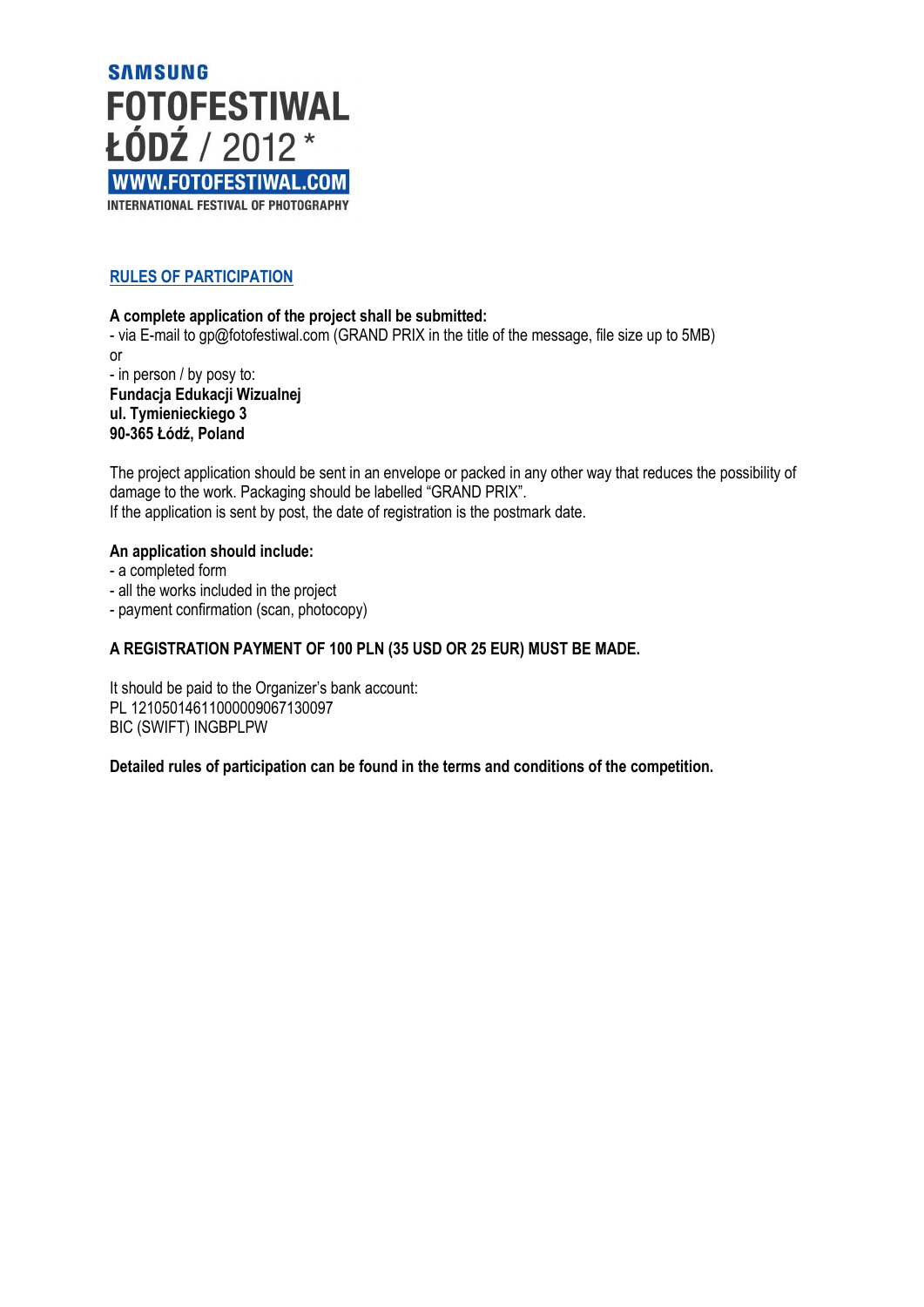**SAMSUNG**
**FOTOFESTIWAL**
**ŁÓDŹ / 2012 ***
**WWW.FOTOFESTIWAL.COM**
**INTERNATIONAL FESTIVAL OF PHOTOGRAPHY**

## RULES OF PARTICIPATION

**A complete application of the project shall be submitted:**

- via E-mail to gp@fotofestiwal.com (GRAND PRIX in the title of the message, file size up to 5MB)

or

- in person / by posy to:

**Fundacja Edukacji Wizualnej**
**ul. Tymienieckiego 3**
**90-365 Łódź, Poland**

The project application should be sent in an envelope or packed in any other way that reduces the possibility of damage to the work. Packaging should be labelled "GRAND PRIX".
If the application is sent by post, the date of registration is the postmark date.

**An application should include:**

- a completed form
- all the works included in the project
- payment confirmation (scan, photocopy)

**A REGISTRATION PAYMENT OF 100 PLN (35 USD OR 25 EUR) MUST BE MADE.**

It should be paid to the Organizer's bank account:
PL 12105014611000009067130097
BIC (SWIFT) INGBPLPW

**Detailed rules of participation can be found in the terms and conditions of the competition.**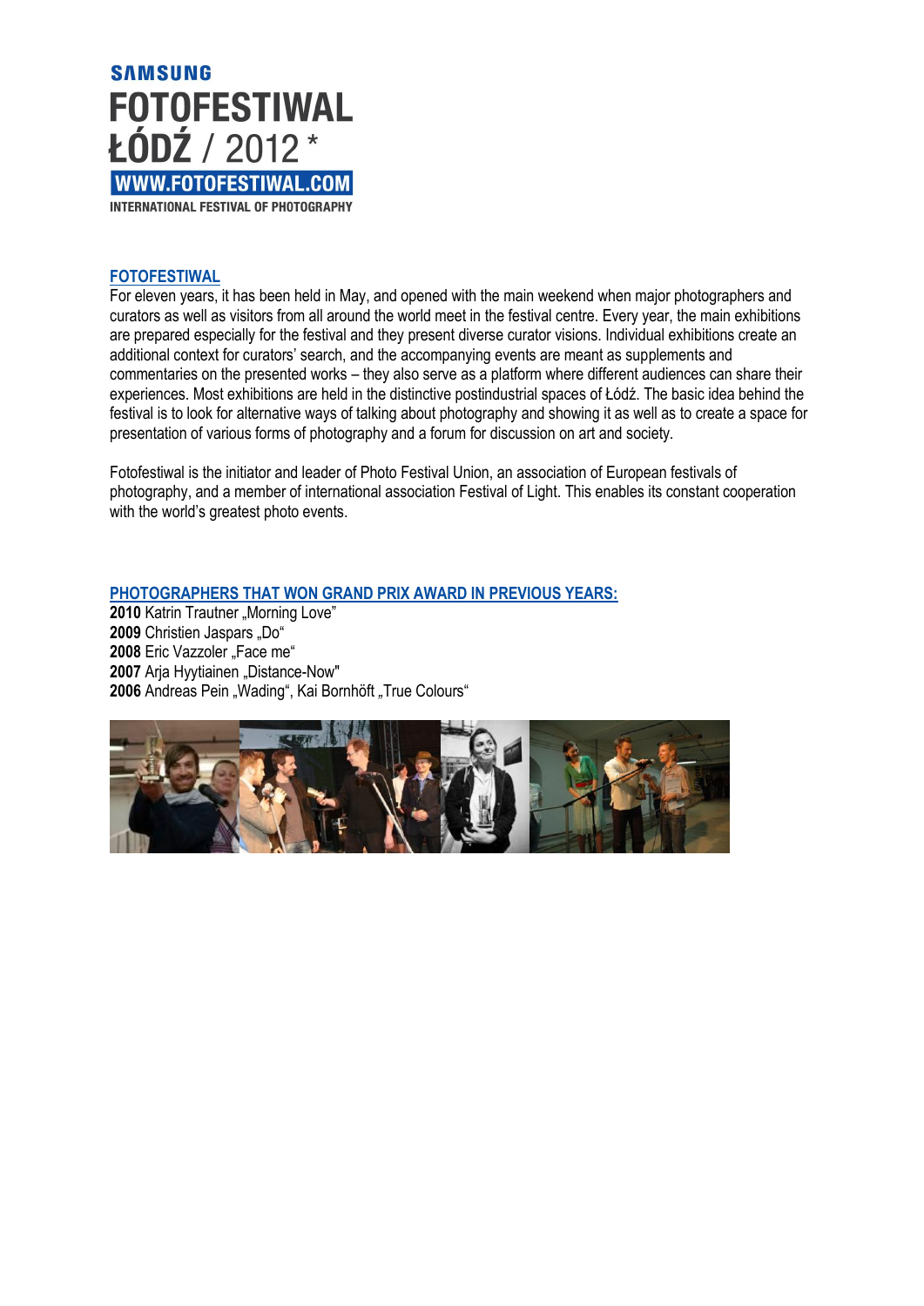**SAMSUNG**
**FOTOFESTIWAL**
**ŁÓDŹ / 2012 ***
**WWW.FOTOFESTIWAL.COM**
**INTERNATIONAL FESTIVAL OF PHOTOGRAPHY**

## FOTOFESTIWAL

For eleven years, it has been held in May, and opened with the main weekend when major photographers and curators as well as visitors from all around the world meet in the festival centre. Every year, the main exhibitions are prepared especially for the festival and they present diverse curator visions. Individual exhibitions create an additional context for curators' search, and the accompanying events are meant as supplements and commentaries on the presented works – they also serve as a platform where different audiences can share their experiences. Most exhibitions are held in the distinctive postindustrial spaces of Łódź. The basic idea behind the festival is to look for alternative ways of talking about photography and showing it as well as to create a space for presentation of various forms of photography and a forum for discussion on art and society.

Fotofestiwal is the initiator and leader of Photo Festival Union, an association of European festivals of photography, and a member of international association Festival of Light. This enables its constant cooperation with the world's greatest photo events.

## PHOTOGRAPHERS THAT WON GRAND PRIX AWARD IN PREVIOUS YEARS:

**2010** Katrin Trautner „Morning Love"
**2009** Christien Jaspars „Do"
**2008** Eric Vazzoler „Face me"
**2007** Arja Hyytiainen „Distance-Now"
**2006** Andreas Pein „Wading", Kai Bornhöft „True Colours"